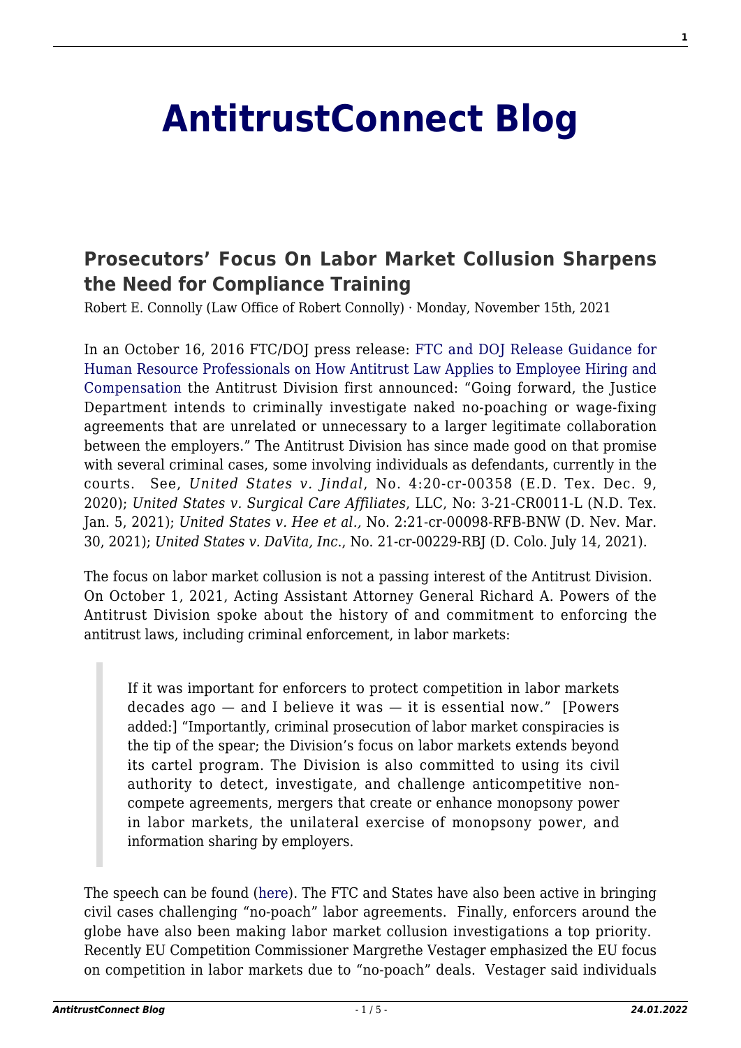# AntitrustConnect Blog

## Prosecutors' Focus On Labor Market Collusion Sharpens the Need for Compliance Training

Robert E. Connolly (Law Office of Robert Connolly) · Monday, November 15th, 2021

In an October 16, 2016 FTC/DOJ press release: FTC and DOJ Release Guidance for Human Resource Professionals on How Antitrust Law Applies to Employee Hiring and Compensation the Antitrust Division first announced: "Going forward, the Justice Department intends to criminally investigate naked no-poaching or wage-fixing agreements that are unrelated or unnecessary to a larger legitimate collaboration between the employers." The Antitrust Division has since made good on that promise with several criminal cases, some involving individuals as defendants, currently in the courts. See, *United States v. Jindal*, No. 4:20-cr-00358 (E.D. Tex. Dec. 9, 2020); *United States v. Surgical Care Affiliates*, LLC, No: 3-21-CR0011-L (N.D. Tex. Jan. 5, 2021); *United States v. Hee et al.,* No. 2:21-cr-00098-RFB-BNW (D. Nev. Mar. 30, 2021); *United States v. DaVita, Inc.*, No. 21-cr-00229-RBJ (D. Colo. July 14, 2021).

The focus on labor market collusion is not a passing interest of the Antitrust Division. On October 1, 2021, Acting Assistant Attorney General Richard A. Powers of the Antitrust Division spoke about the history of and commitment to enforcing the antitrust laws, including criminal enforcement, in labor markets:

> If it was important for enforcers to protect competition in labor markets decades ago — and I believe it was — it is essential now." [Powers added:] "Importantly, criminal prosecution of labor market conspiracies is the tip of the spear; the Division's focus on labor markets extends beyond its cartel program. The Division is also committed to using its civil authority to detect, investigate, and challenge anticompetitive non-compete agreements, mergers that create or enhance monopsony power in labor markets, the unilateral exercise of monopsony power, and information sharing by employers.

The speech can be found (here). The FTC and States have also been active in bringing civil cases challenging "no-poach" labor agreements. Finally, enforcers around the globe have also been making labor market collusion investigations a top priority. Recently EU Competition Commissioner Margrethe Vestager emphasized the EU focus on competition in labor markets due to "no-poach" deals. Vestager said individuals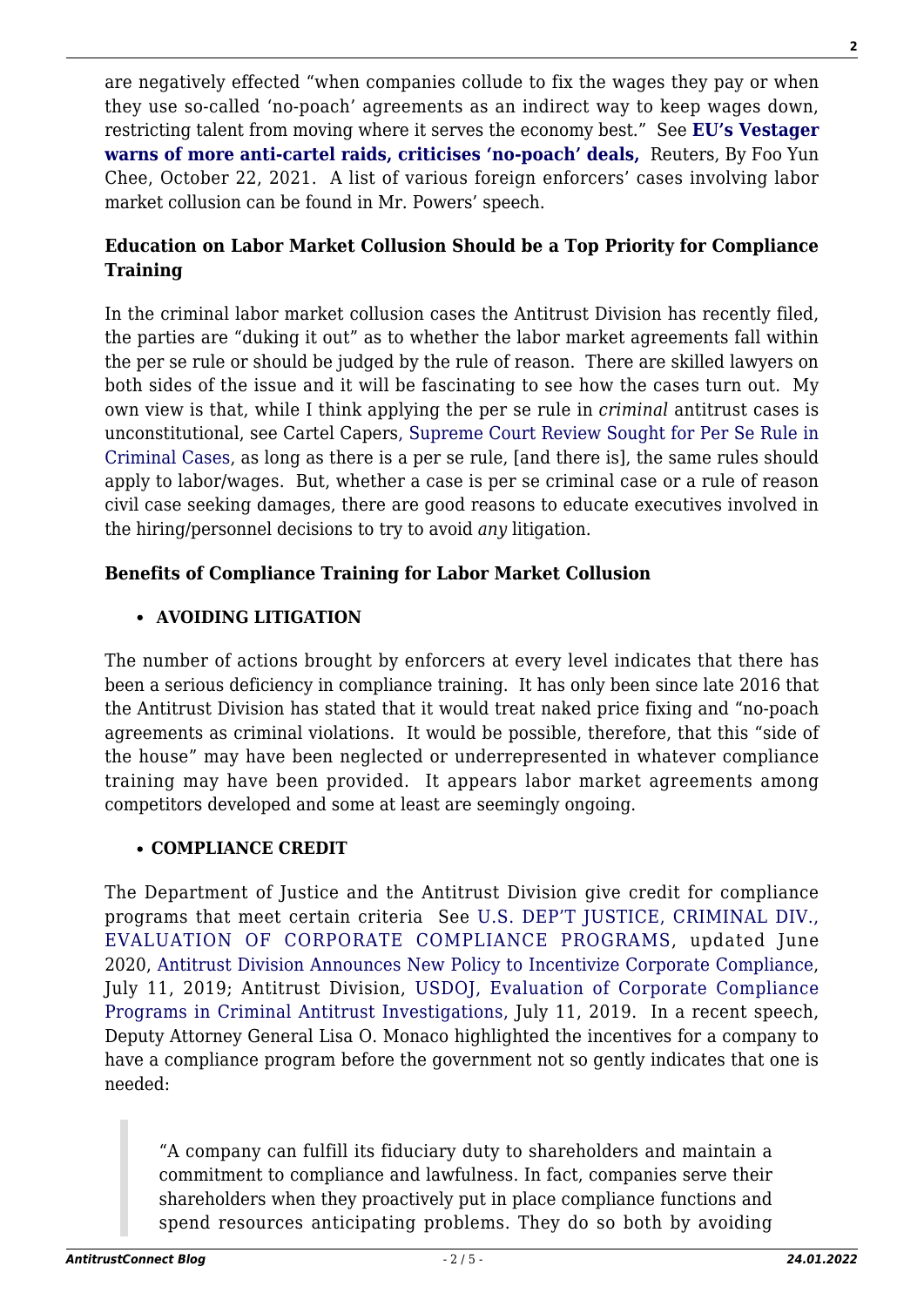are negatively effected "when companies collude to fix the wages they pay or when they use so-called 'no-poach' agreements as an indirect way to keep wages down, restricting talent from moving where it serves the economy best." See **EU's Vestager warns of more anti-cartel raids, criticises 'no-poach' deals,** Reuters, By Foo Yun Chee, October 22, 2021. A list of various foreign enforcers' cases involving labor market collusion can be found in Mr. Powers' speech.

**Education on Labor Market Collusion Should be a Top Priority for Compliance Training**

In the criminal labor market collusion cases the Antitrust Division has recently filed, the parties are "duking it out" as to whether the labor market agreements fall within the per se rule or should be judged by the rule of reason. There are skilled lawyers on both sides of the issue and it will be fascinating to see how the cases turn out. My own view is that, while I think applying the per se rule in *criminal* antitrust cases is unconstitutional, see Cartel Capers, Supreme Court Review Sought for Per Se Rule in Criminal Cases, as long as there is a per se rule, [and there is], the same rules should apply to labor/wages. But, whether a case is per se criminal case or a rule of reason civil case seeking damages, there are good reasons to educate executives involved in the hiring/personnel decisions to try to avoid *any* litigation.

**Benefits of Compliance Training for Labor Market Collusion**

- **AVOIDING LITIGATION**

The number of actions brought by enforcers at every level indicates that there has been a serious deficiency in compliance training. It has only been since late 2016 that the Antitrust Division has stated that it would treat naked price fixing and "no-poach agreements as criminal violations. It would be possible, therefore, that this "side of the house" may have been neglected or underrepresented in whatever compliance training may have been provided. It appears labor market agreements among competitors developed and some at least are seemingly ongoing.

- **COMPLIANCE CREDIT**

The Department of Justice and the Antitrust Division give credit for compliance programs that meet certain criteria See U.S. DEP'T JUSTICE, CRIMINAL DIV., EVALUATION OF CORPORATE COMPLIANCE PROGRAMS, updated June 2020, Antitrust Division Announces New Policy to Incentivize Corporate Compliance, July 11, 2019; Antitrust Division, USDOJ, Evaluation of Corporate Compliance Programs in Criminal Antitrust Investigations, July 11, 2019. In a recent speech, Deputy Attorney General Lisa O. Monaco highlighted the incentives for a company to have a compliance program before the government not so gently indicates that one is needed:

> "A company can fulfill its fiduciary duty to shareholders and maintain a commitment to compliance and lawfulness. In fact, companies serve their shareholders when they proactively put in place compliance functions and spend resources anticipating problems. They do so both by avoiding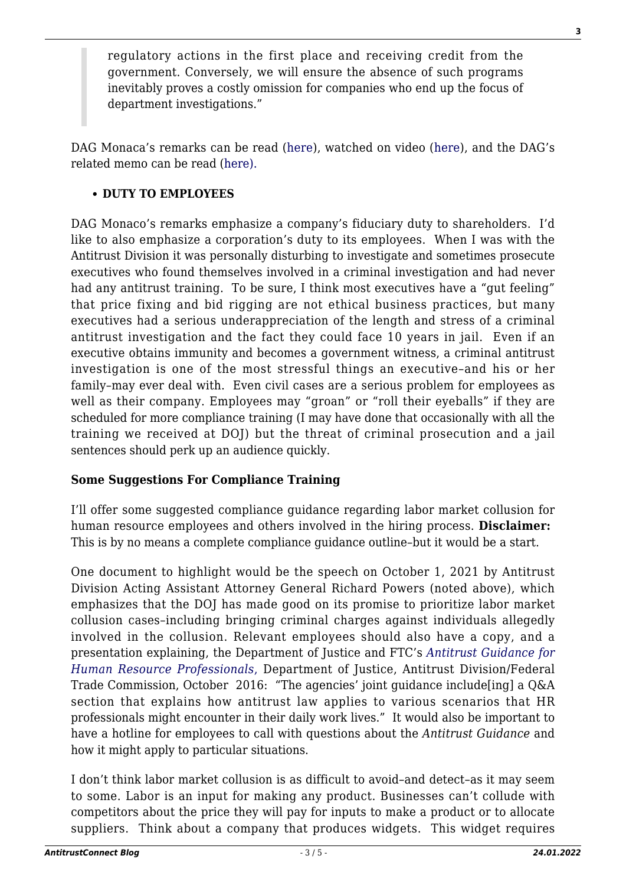> regulatory actions in the first place and receiving credit from the government. Conversely, we will ensure the absence of such programs inevitably proves a costly omission for companies who end up the focus of department investigations."

DAG Monaca's remarks can be read (here), watched on video (here), and the DAG's related memo can be read (here).

- **DUTY TO EMPLOYEES**

DAG Monaco's remarks emphasize a company's fiduciary duty to shareholders. I'd like to also emphasize a corporation's duty to its employees. When I was with the Antitrust Division it was personally disturbing to investigate and sometimes prosecute executives who found themselves involved in a criminal investigation and had never had any antitrust training. To be sure, I think most executives have a "gut feeling" that price fixing and bid rigging are not ethical business practices, but many executives had a serious underappreciation of the length and stress of a criminal antitrust investigation and the fact they could face 10 years in jail. Even if an executive obtains immunity and becomes a government witness, a criminal antitrust investigation is one of the most stressful things an executive–and his or her family–may ever deal with. Even civil cases are a serious problem for employees as well as their company. Employees may "groan" or "roll their eyeballs" if they are scheduled for more compliance training (I may have done that occasionally with all the training we received at DOJ) but the threat of criminal prosecution and a jail sentences should perk up an audience quickly.

**Some Suggestions For Compliance Training**

I'll offer some suggested compliance guidance regarding labor market collusion for human resource employees and others involved in the hiring process. **Disclaimer:** This is by no means a complete compliance guidance outline–but it would be a start.

One document to highlight would be the speech on October 1, 2021 by Antitrust Division Acting Assistant Attorney General Richard Powers (noted above), which emphasizes that the DOJ has made good on its promise to prioritize labor market collusion cases–including bringing criminal charges against individuals allegedly involved in the collusion. Relevant employees should also have a copy, and a presentation explaining, the Department of Justice and FTC's *Antitrust Guidance for Human Resource Professionals*, Department of Justice, Antitrust Division/Federal Trade Commission, October 2016: "The agencies' joint guidance include[ing] a Q&A section that explains how antitrust law applies to various scenarios that HR professionals might encounter in their daily work lives." It would also be important to have a hotline for employees to call with questions about the *Antitrust Guidance* and how it might apply to particular situations.

I don't think labor market collusion is as difficult to avoid–and detect–as it may seem to some. Labor is an input for making any product. Businesses can't collude with competitors about the price they will pay for inputs to make a product or to allocate suppliers. Think about a company that produces widgets. This widget requires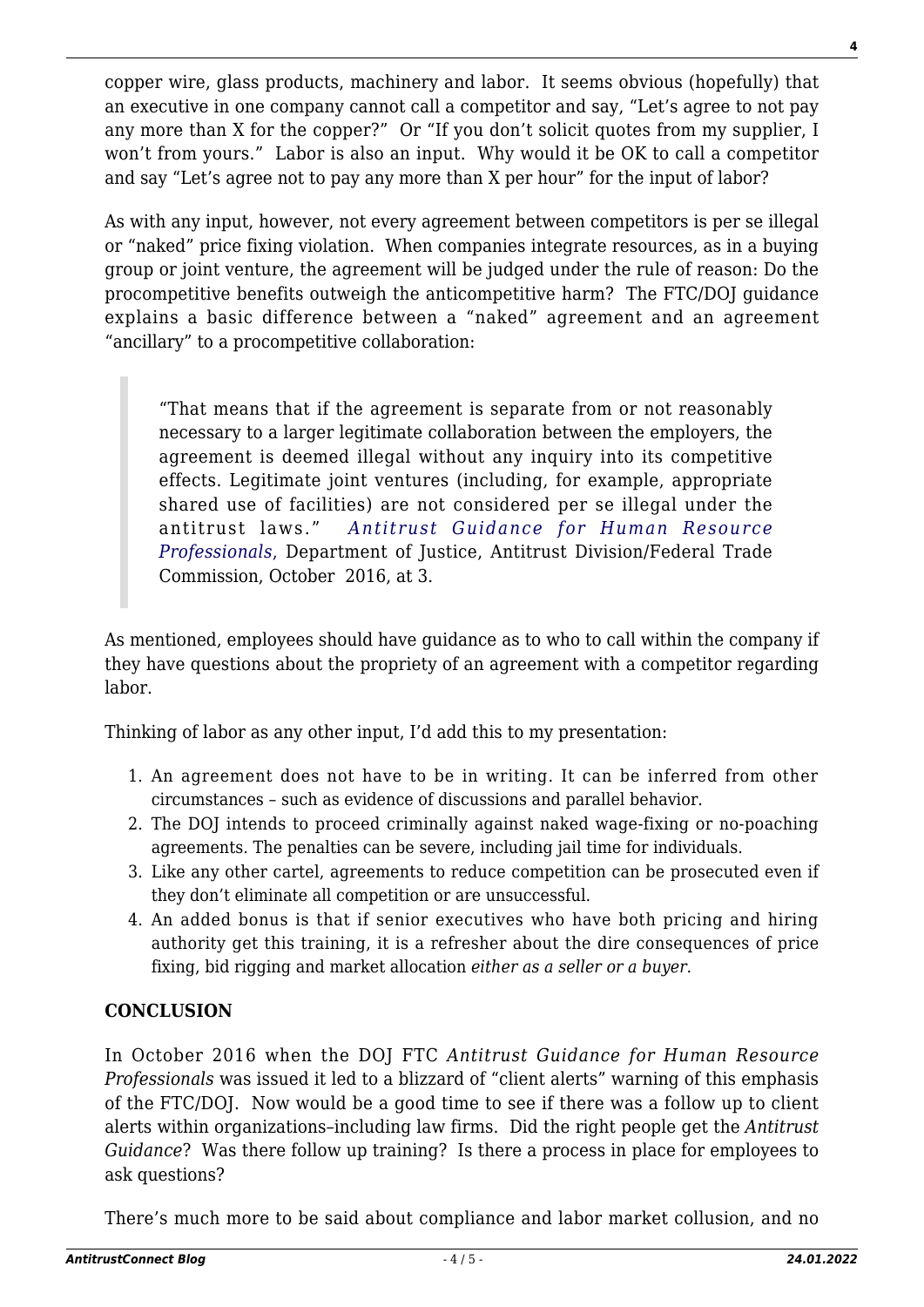copper wire, glass products, machinery and labor. It seems obvious (hopefully) that an executive in one company cannot call a competitor and say, "Let's agree to not pay any more than X for the copper?" Or "If you don't solicit quotes from my supplier, I won't from yours." Labor is also an input. Why would it be OK to call a competitor and say "Let's agree not to pay any more than X per hour" for the input of labor?

As with any input, however, not every agreement between competitors is per se illegal or "naked" price fixing violation. When companies integrate resources, as in a buying group or joint venture, the agreement will be judged under the rule of reason: Do the procompetitive benefits outweigh the anticompetitive harm? The FTC/DOJ guidance explains a basic difference between a "naked" agreement and an agreement "ancillary" to a procompetitive collaboration:

> "That means that if the agreement is separate from or not reasonably necessary to a larger legitimate collaboration between the employers, the agreement is deemed illegal without any inquiry into its competitive effects. Legitimate joint ventures (including, for example, appropriate shared use of facilities) are not considered per se illegal under the antitrust laws." *Antitrust Guidance for Human Resource Professionals*, Department of Justice, Antitrust Division/Federal Trade Commission, October 2016, at 3.

As mentioned, employees should have guidance as to who to call within the company if they have questions about the propriety of an agreement with a competitor regarding labor.

Thinking of labor as any other input, I'd add this to my presentation:

1. An agreement does not have to be in writing. It can be inferred from other circumstances – such as evidence of discussions and parallel behavior.
2. The DOJ intends to proceed criminally against naked wage-fixing or no-poaching agreements. The penalties can be severe, including jail time for individuals.
3. Like any other cartel, agreements to reduce competition can be prosecuted even if they don't eliminate all competition or are unsuccessful.
4. An added bonus is that if senior executives who have both pricing and hiring authority get this training, it is a refresher about the dire consequences of price fixing, bid rigging and market allocation *either as a seller or a buyer*.

**CONCLUSION**

In October 2016 when the DOJ FTC *Antitrust Guidance for Human Resource Professionals* was issued it led to a blizzard of "client alerts" warning of this emphasis of the FTC/DOJ. Now would be a good time to see if there was a follow up to client alerts within organizations–including law firms. Did the right people get the *Antitrust Guidance*? Was there follow up training? Is there a process in place for employees to ask questions?

There's much more to be said about compliance and labor market collusion, and no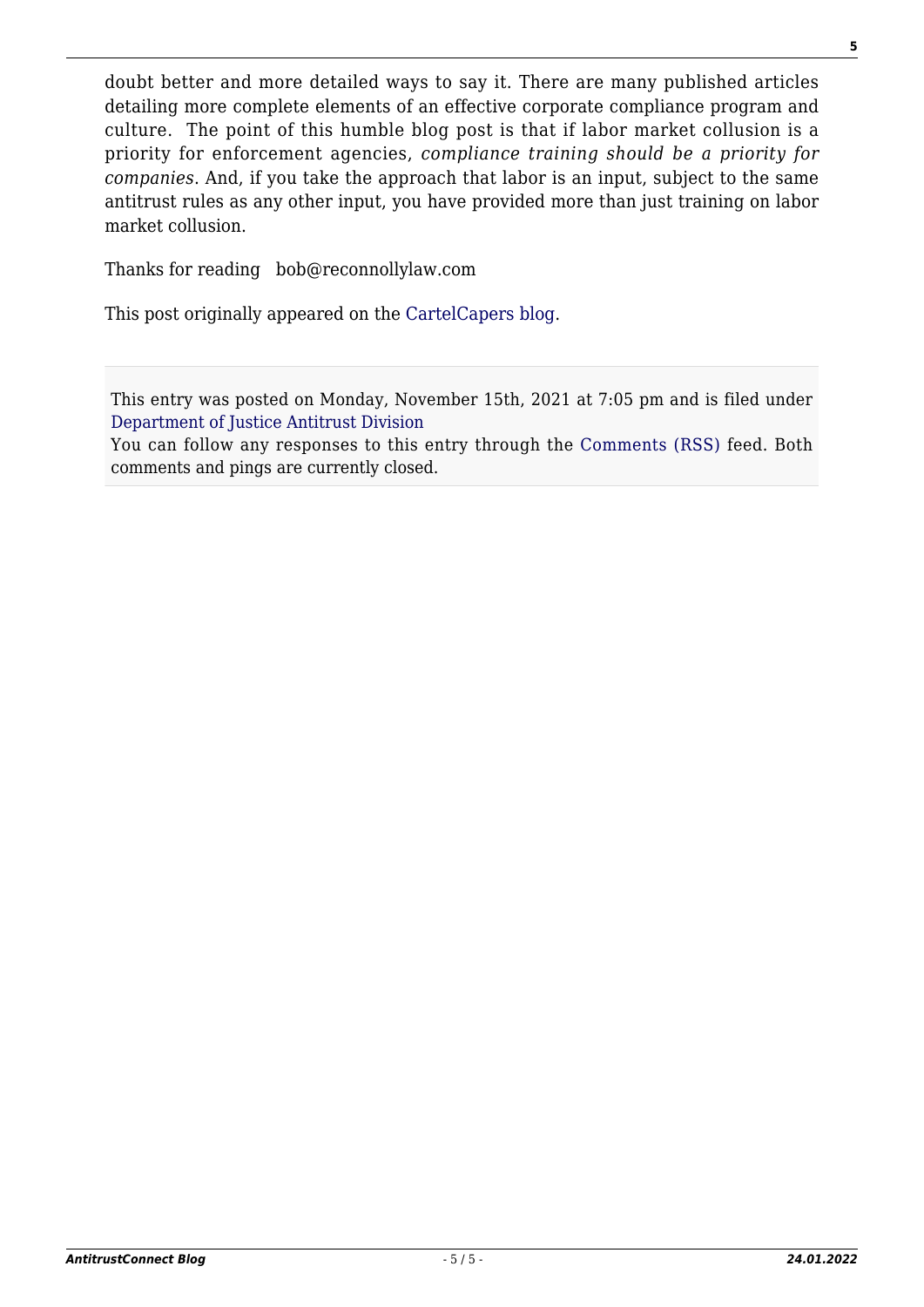doubt better and more detailed ways to say it. There are many published articles detailing more complete elements of an effective corporate compliance program and culture. The point of this humble blog post is that if labor market collusion is a priority for enforcement agencies, *compliance training should be a priority for companies*. And, if you take the approach that labor is an input, subject to the same antitrust rules as any other input, you have provided more than just training on labor market collusion.

Thanks for reading bob@reconnollylaw.com

This post originally appeared on the CartelCapers blog.

This entry was posted on Monday, November 15th, 2021 at 7:05 pm and is filed under Department of Justice Antitrust Division
You can follow any responses to this entry through the Comments (RSS) feed. Both comments and pings are currently closed.